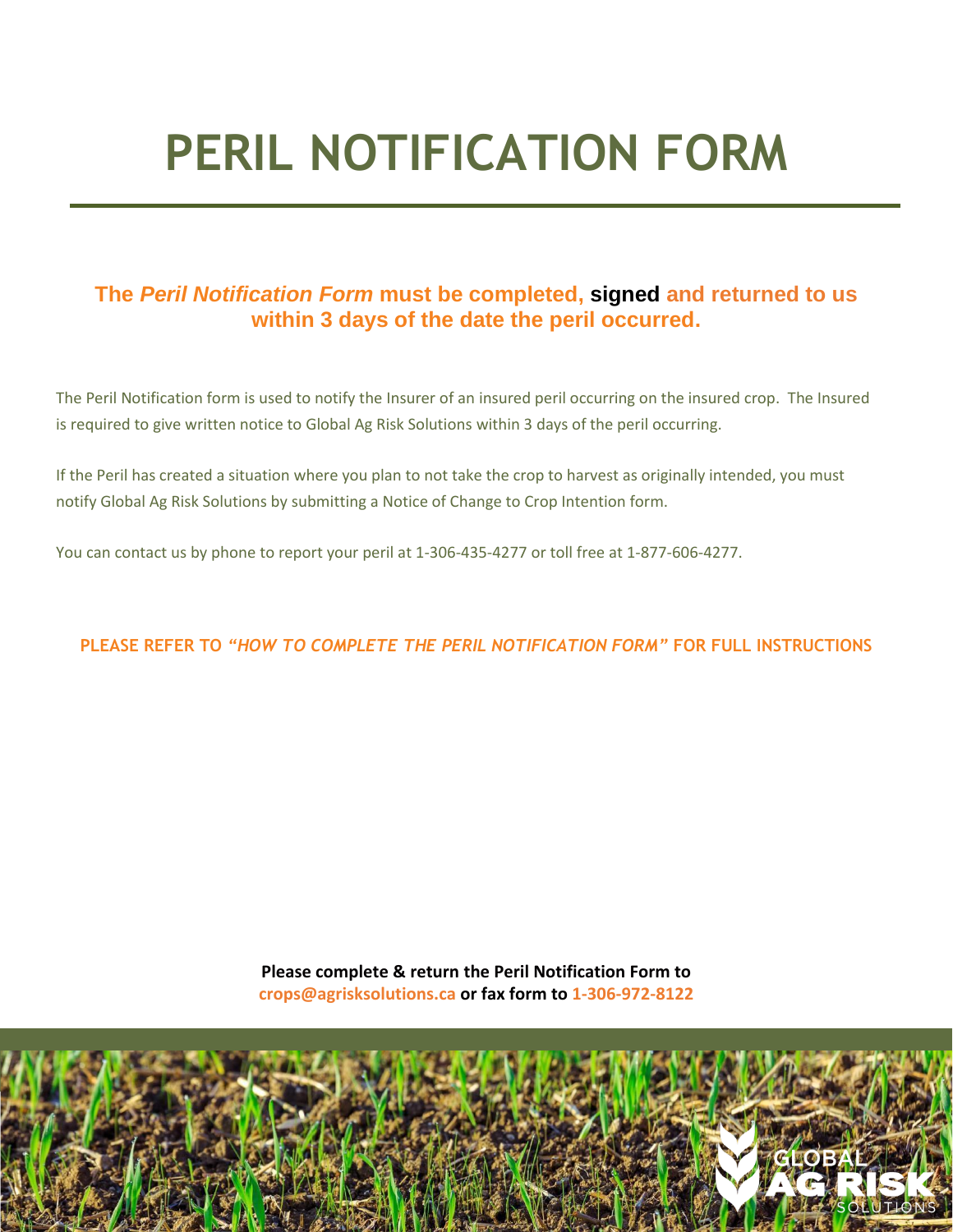# PERIL NOTIFICATION FORM

**The *Peril Notification Form* must be completed, signed and returned to us within 3 days of the date the peril occurred.**

The Peril Notification form is used to notify the Insurer of an insured peril occurring on the insured crop. The Insured is required to give written notice to Global Ag Risk Solutions within 3 days of the peril occurring.

If the Peril has created a situation where you plan to not take the crop to harvest as originally intended, you must notify Global Ag Risk Solutions by submitting a Notice of Change to Crop Intention form.

You can contact us by phone to report your peril at 1-306-435-4277 or toll free at 1-877-606-4277.

**PLEASE REFER TO *"HOW TO COMPLETE THE PERIL NOTIFICATION FORM"* FOR FULL INSTRUCTIONS**

**Please complete & return the Peril Notification Form to crops@agrisksolutions.ca or fax form to 1-306-972-8122**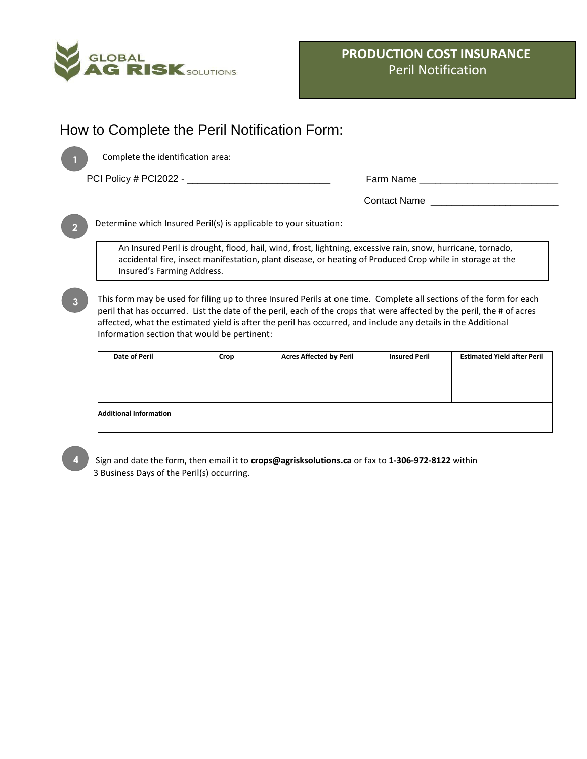GLOBAL AG RISK SOLUTIONS

**PRODUCTION COST INSURANCE**
Peril Notification

# How to Complete the Peril Notification Form:

1. Complete the identification area:

PCI Policy # PCI2022 - ___________________________

Farm Name __________________________

Contact Name _______________________

2. Determine which Insured Peril(s) is applicable to your situation:

> An Insured Peril is drought, flood, hail, wind, frost, lightning, excessive rain, snow, hurricane, tornado, accidental fire, insect manifestation, plant disease, or heating of Produced Crop while in storage at the Insured's Farming Address.

3. This form may be used for filing up to three Insured Perils at one time. Complete all sections of the form for each peril that has occurred. List the date of the peril, each of the crops that were affected by the peril, the # of acres affected, what the estimated yield is after the peril has occurred, and include any details in the Additional Information section that would be pertinent:

| Date of Peril | Crop | Acres Affected by Peril | Insured Peril | Estimated Yield after Peril |
|---|---|---|---|---|
| | | | | |
| **Additional Information** | | | | |

4. Sign and date the form, then email it to **crops@agrisksolutions.ca** or fax to **1-306-972-8122** within 3 Business Days of the Peril(s) occurring.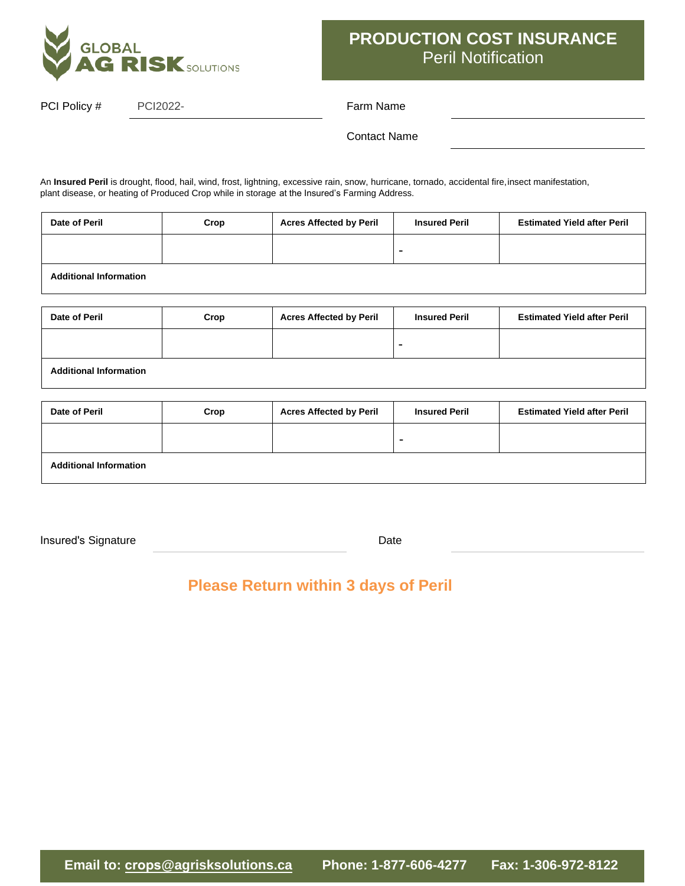GLOBAL AG RISK SOLUTIONS

# PRODUCTION COST INSURANCE
## Peril Notification

PCI Policy # PCI2022-

Farm Name

Contact Name

An **Insured Peril** is drought, flood, hail, wind, frost, lightning, excessive rain, snow, hurricane, tornado, accidental fire, insect manifestation, plant disease, or heating of Produced Crop while in storage at the Insured's Farming Address.

| Date of Peril | Crop | Acres Affected by Peril | Insured Peril | Estimated Yield after Peril |
|---|---|---|---|---|
| | | | - | |
| **Additional Information** | | | | |

| Date of Peril | Crop | Acres Affected by Peril | Insured Peril | Estimated Yield after Peril |
|---|---|---|---|---|
| | | | - | |
| **Additional Information** | | | | |

| Date of Peril | Crop | Acres Affected by Peril | Insured Peril | Estimated Yield after Peril |
|---|---|---|---|---|
| | | | - | |
| **Additional Information** | | | | |

Insured's Signature

Date

**Please Return within 3 days of Peril**

**Email to: crops@agrisksolutions.ca** **Phone: 1-877-606-4277** **Fax: 1-306-972-8122**